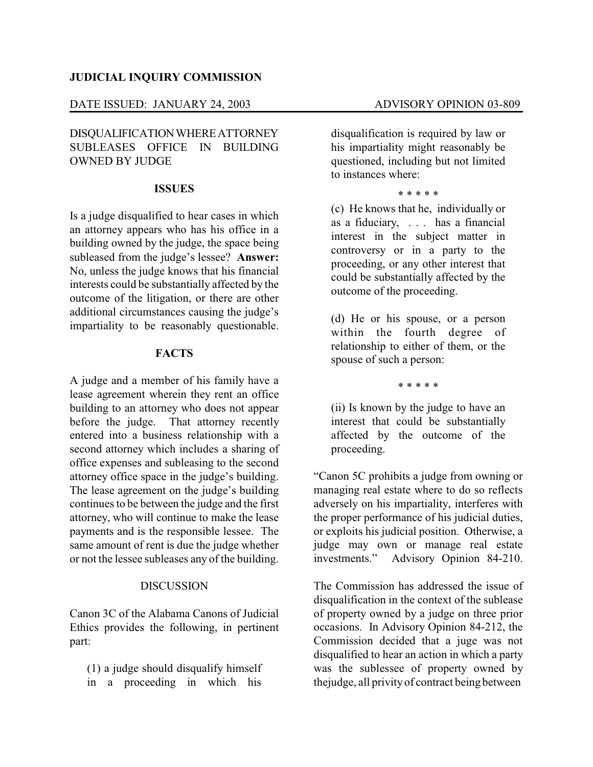**JUDICIAL INQUIRY COMMISSION**

DATE ISSUED: JANUARY 24, 2003 ADVISORY OPINION 03-809

DISQUALIFICATION WHERE ATTORNEY SUBLEASES OFFICE IN BUILDING OWNED BY JUDGE

## ISSUES

Is a judge disqualified to hear cases in which an attorney appears who has his office in a building owned by the judge, the space being subleased from the judge's lessee? **Answer:** No, unless the judge knows that his financial interests could be substantially affected by the outcome of the litigation, or there are other additional circumstances causing the judge's impartiality to be reasonably questionable.

## FACTS

A judge and a member of his family have a lease agreement wherein they rent an office building to an attorney who does not appear before the judge. That attorney recently entered into a business relationship with a second attorney which includes a sharing of office expenses and subleasing to the second attorney office space in the judge's building. The lease agreement on the judge's building continues to be between the judge and the first attorney, who will continue to make the lease payments and is the responsible lessee. The same amount of rent is due the judge whether or not the lessee subleases any of the building.

## DISCUSSION

Canon 3C of the Alabama Canons of Judicial Ethics provides the following, in pertinent part:

> (1) a judge should disqualify himself in a proceeding in which his disqualification is required by law or his impartiality might reasonably be questioned, including but not limited to instances where:
>
> \* \* \* \* \*
>
> (c) He knows that he, individually or as a fiduciary, . . . has a financial interest in the subject matter in controversy or in a party to the proceeding, or any other interest that could be substantially affected by the outcome of the proceeding.
>
> (d) He or his spouse, or a person within the fourth degree of relationship to either of them, or the spouse of such a person:
>
> \* \* \* \* \*
>
> (ii) Is known by the judge to have an interest that could be substantially affected by the outcome of the proceeding.

"Canon 5C prohibits a judge from owning or managing real estate where to do so reflects adversely on his impartiality, interferes with the proper performance of his judicial duties, or exploits his judicial position. Otherwise, a judge may own or manage real estate investments." Advisory Opinion 84-210.

The Commission has addressed the issue of disqualification in the context of the sublease of property owned by a judge on three prior occasions. In Advisory Opinion 84-212, the Commission decided that a juge was not disqualified to hear an action in which a party was the sublessee of property owned by thejudge, all privity of contract being between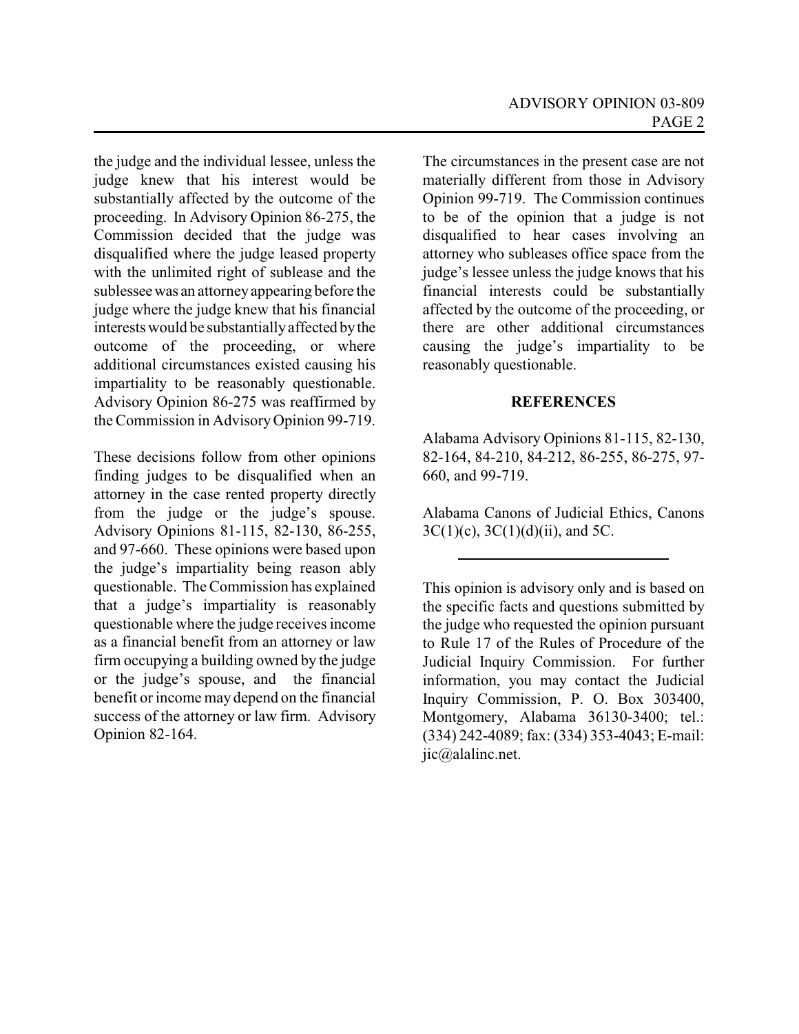the judge and the individual lessee, unless the judge knew that his interest would be substantially affected by the outcome of the proceeding. In Advisory Opinion 86-275, the Commission decided that the judge was disqualified where the judge leased property with the unlimited right of sublease and the sublessee was an attorney appearing before the judge where the judge knew that his financial interests would be substantially affected by the outcome of the proceeding, or where additional circumstances existed causing his impartiality to be reasonably questionable. Advisory Opinion 86-275 was reaffirmed by the Commission in Advisory Opinion 99-719.

These decisions follow from other opinions finding judges to be disqualified when an attorney in the case rented property directly from the judge or the judge's spouse. Advisory Opinions 81-115, 82-130, 86-255, and 97-660. These opinions were based upon the judge's impartiality being reason ably questionable. The Commission has explained that a judge's impartiality is reasonably questionable where the judge receives income as a financial benefit from an attorney or law firm occupying a building owned by the judge or the judge's spouse, and the financial benefit or income may depend on the financial success of the attorney or law firm. Advisory Opinion 82-164.

The circumstances in the present case are not materially different from those in Advisory Opinion 99-719. The Commission continues to be of the opinion that a judge is not disqualified to hear cases involving an attorney who subleases office space from the judge's lessee unless the judge knows that his financial interests could be substantially affected by the outcome of the proceeding, or there are other additional circumstances causing the judge's impartiality to be reasonably questionable.

## REFERENCES

Alabama Advisory Opinions 81-115, 82-130, 82-164, 84-210, 84-212, 86-255, 86-275, 97-660, and 99-719.

Alabama Canons of Judicial Ethics, Canons 3C(1)(c), 3C(1)(d)(ii), and 5C.

---

This opinion is advisory only and is based on the specific facts and questions submitted by the judge who requested the opinion pursuant to Rule 17 of the Rules of Procedure of the Judicial Inquiry Commission. For further information, you may contact the Judicial Inquiry Commission, P. O. Box 303400, Montgomery, Alabama 36130-3400; tel.: (334) 242-4089; fax: (334) 353-4043; E-mail: jic@alalinc.net.